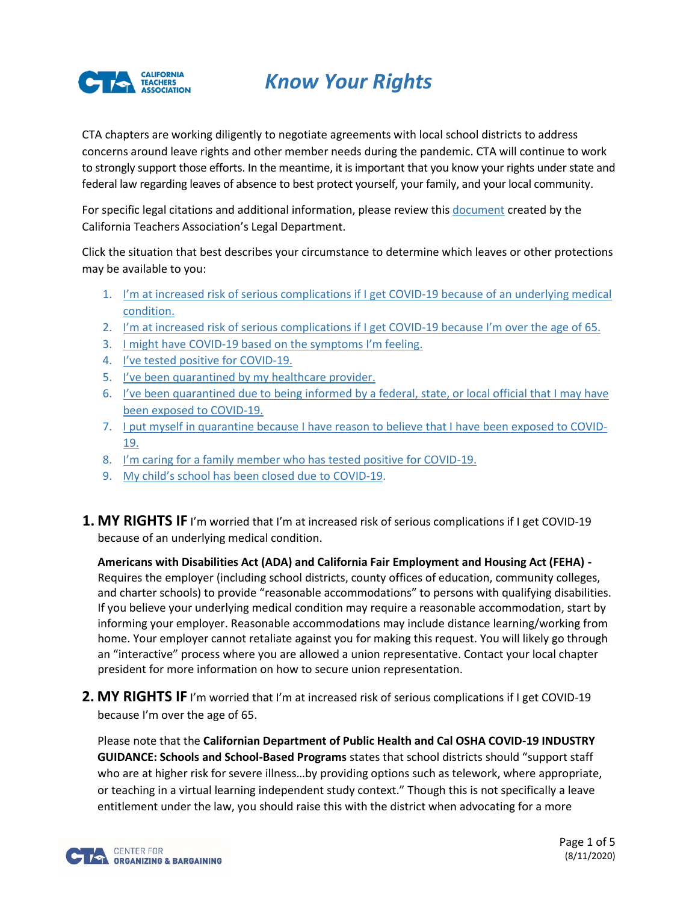# Know Your Rights

CTA chapters are working diligently to negotiate agreements with local school districts to address concerns around leave rights and other member needs during the pandemic. CTA will continue to work to strongly support those efforts. In the meantime, it is important that you know your rights under state and federal law regarding leaves of absence to best protect yourself, your family, and your local community.

For specific legal citations and additional information, please review this document created by the California Teachers Association's Legal Department.

Click the situation that best describes your circumstance to determine which leaves or other protections may be available to you:

1. I'm at increased risk of serious complications if I get COVID-19 because of an underlying medical condition.
2. I'm at increased risk of serious complications if I get COVID-19 because I'm over the age of 65.
3. I might have COVID-19 based on the symptoms I'm feeling.
4. I've tested positive for COVID-19.
5. I've been quarantined by my healthcare provider.
6. I've been quarantined due to being informed by a federal, state, or local official that I may have been exposed to COVID-19.
7. I put myself in quarantine because I have reason to believe that I have been exposed to COVID-19.
8. I'm caring for a family member who has tested positive for COVID-19.
9. My child's school has been closed due to COVID-19.

## 1. MY RIGHTS IF I'm worried that I'm at increased risk of serious complications if I get COVID-19 because of an underlying medical condition.

**Americans with Disabilities Act (ADA) and California Fair Employment and Housing Act (FEHA) -** Requires the employer (including school districts, county offices of education, community colleges, and charter schools) to provide "reasonable accommodations" to persons with qualifying disabilities. If you believe your underlying medical condition may require a reasonable accommodation, start by informing your employer. Reasonable accommodations may include distance learning/working from home. Your employer cannot retaliate against you for making this request. You will likely go through an "interactive" process where you are allowed a union representative. Contact your local chapter president for more information on how to secure union representation.

## 2. MY RIGHTS IF I'm worried that I'm at increased risk of serious complications if I get COVID-19 because I'm over the age of 65.

Please note that the **Californian Department of Public Health and Cal OSHA COVID-19 INDUSTRY GUIDANCE: Schools and School-Based Programs** states that school districts should "support staff who are at higher risk for severe illness…by providing options such as telework, where appropriate, or teaching in a virtual learning independent study context." Though this is not specifically a leave entitlement under the law, you should raise this with the district when advocating for a more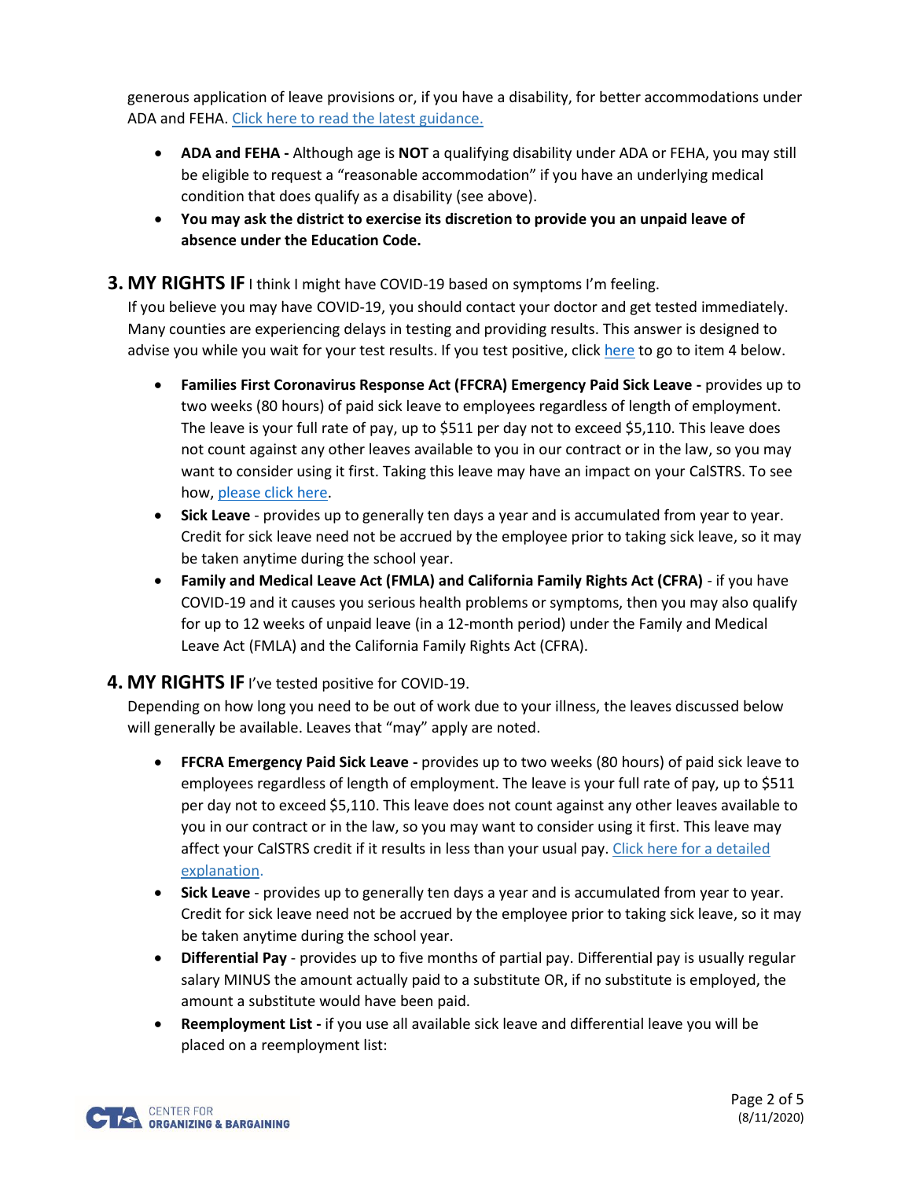generous application of leave provisions or, if you have a disability, for better accommodations under ADA and FEHA. [Click here to read the latest guidance.]

- **ADA and FEHA -** Although age is **NOT** a qualifying disability under ADA or FEHA, you may still be eligible to request a "reasonable accommodation" if you have an underlying medical condition that does qualify as a disability (see above).
- **You may ask the district to exercise its discretion to provide you an unpaid leave of absence under the Education Code.**

## 3. MY RIGHTS IF I think I might have COVID-19 based on symptoms I'm feeling.

If you believe you may have COVID-19, you should contact your doctor and get tested immediately. Many counties are experiencing delays in testing and providing results. This answer is designed to advise you while you wait for your test results. If you test positive, click here to go to item 4 below.

- **Families First Coronavirus Response Act (FFCRA) Emergency Paid Sick Leave -** provides up to two weeks (80 hours) of paid sick leave to employees regardless of length of employment. The leave is your full rate of pay, up to $511 per day not to exceed $5,110. This leave does not count against any other leaves available to you in our contract or in the law, so you may want to consider using it first. Taking this leave may have an impact on your CalSTRS. To see how, please click here.
- **Sick Leave** - provides up to generally ten days a year and is accumulated from year to year. Credit for sick leave need not be accrued by the employee prior to taking sick leave, so it may be taken anytime during the school year.
- **Family and Medical Leave Act (FMLA) and California Family Rights Act (CFRA)** - if you have COVID-19 and it causes you serious health problems or symptoms, then you may also qualify for up to 12 weeks of unpaid leave (in a 12-month period) under the Family and Medical Leave Act (FMLA) and the California Family Rights Act (CFRA).

## 4. MY RIGHTS IF I've tested positive for COVID-19.

Depending on how long you need to be out of work due to your illness, the leaves discussed below will generally be available. Leaves that "may" apply are noted.

- **FFCRA Emergency Paid Sick Leave -** provides up to two weeks (80 hours) of paid sick leave to employees regardless of length of employment. The leave is your full rate of pay, up to $511 per day not to exceed $5,110. This leave does not count against any other leaves available to you in our contract or in the law, so you may want to consider using it first. This leave may affect your CalSTRS credit if it results in less than your usual pay. Click here for a detailed explanation.
- **Sick Leave** - provides up to generally ten days a year and is accumulated from year to year. Credit for sick leave need not be accrued by the employee prior to taking sick leave, so it may be taken anytime during the school year.
- **Differential Pay** - provides up to five months of partial pay. Differential pay is usually regular salary MINUS the amount actually paid to a substitute OR, if no substitute is employed, the amount a substitute would have been paid.
- **Reemployment List -** if you use all available sick leave and differential leave you will be placed on a reemployment list: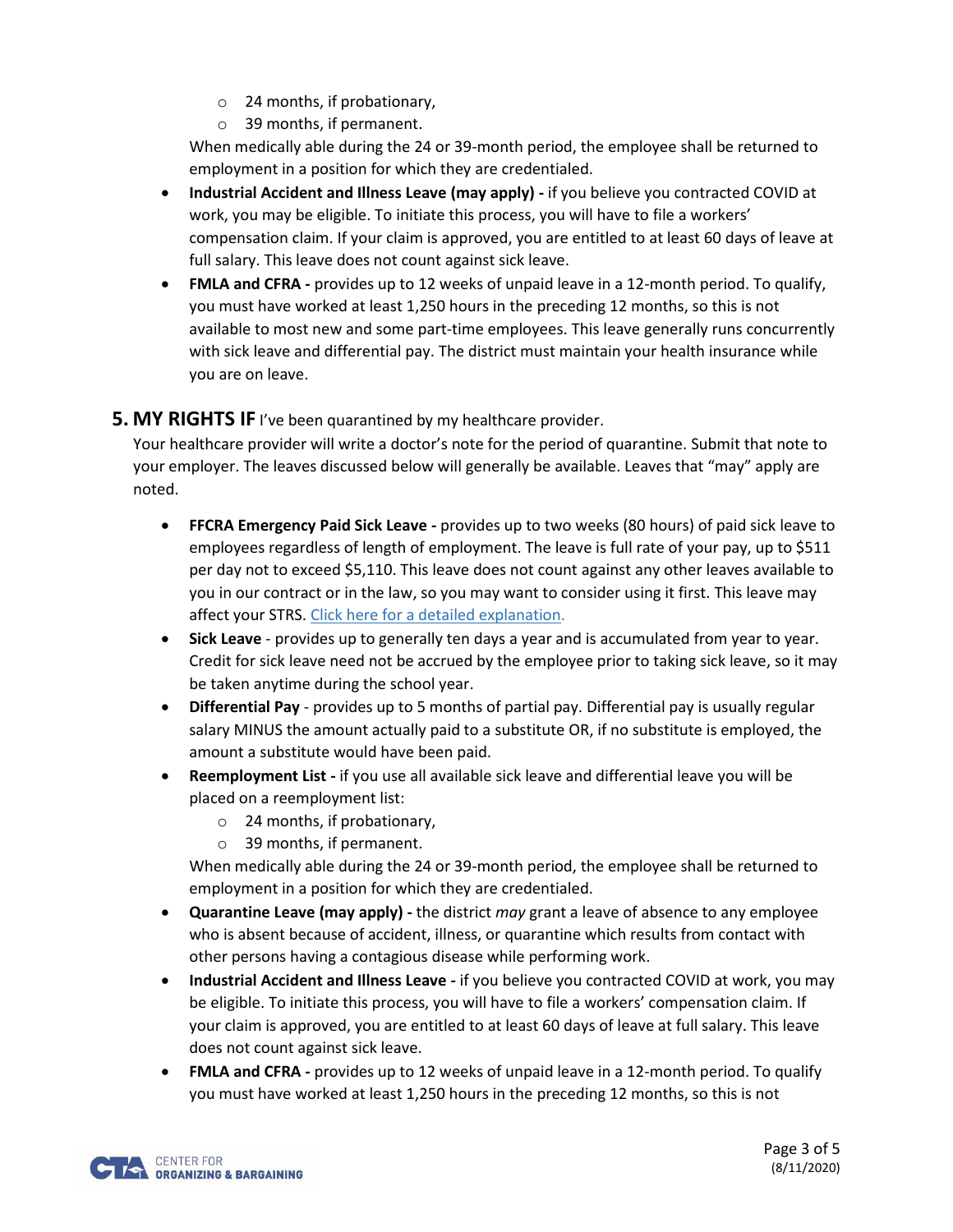- 24 months, if probationary,
  - 39 months, if permanent.

  When medically able during the 24 or 39-month period, the employee shall be returned to employment in a position for which they are credentialed.
- **Industrial Accident and Illness Leave (may apply) -** if you believe you contracted COVID at work, you may be eligible. To initiate this process, you will have to file a workers' compensation claim. If your claim is approved, you are entitled to at least 60 days of leave at full salary. This leave does not count against sick leave.
- **FMLA and CFRA -** provides up to 12 weeks of unpaid leave in a 12-month period. To qualify, you must have worked at least 1,250 hours in the preceding 12 months, so this is not available to most new and some part-time employees. This leave generally runs concurrently with sick leave and differential pay. The district must maintain your health insurance while you are on leave.

## 5. MY RIGHTS IF I've been quarantined by my healthcare provider.

Your healthcare provider will write a doctor's note for the period of quarantine. Submit that note to your employer. The leaves discussed below will generally be available. Leaves that "may" apply are noted.

- **FFCRA Emergency Paid Sick Leave -** provides up to two weeks (80 hours) of paid sick leave to employees regardless of length of employment. The leave is full rate of your pay, up to $511 per day not to exceed $5,110. This leave does not count against any other leaves available to you in our contract or in the law, so you may want to consider using it first. This leave may affect your STRS. Click here for a detailed explanation.
- **Sick Leave** - provides up to generally ten days a year and is accumulated from year to year. Credit for sick leave need not be accrued by the employee prior to taking sick leave, so it may be taken anytime during the school year.
- **Differential Pay** - provides up to 5 months of partial pay. Differential pay is usually regular salary MINUS the amount actually paid to a substitute OR, if no substitute is employed, the amount a substitute would have been paid.
- **Reemployment List -** if you use all available sick leave and differential leave you will be placed on a reemployment list:
  - 24 months, if probationary,
  - 39 months, if permanent.

  When medically able during the 24 or 39-month period, the employee shall be returned to employment in a position for which they are credentialed.
- **Quarantine Leave (may apply) -** the district *may* grant a leave of absence to any employee who is absent because of accident, illness, or quarantine which results from contact with other persons having a contagious disease while performing work.
- **Industrial Accident and Illness Leave -** if you believe you contracted COVID at work, you may be eligible. To initiate this process, you will have to file a workers' compensation claim. If your claim is approved, you are entitled to at least 60 days of leave at full salary. This leave does not count against sick leave.
- **FMLA and CFRA -** provides up to 12 weeks of unpaid leave in a 12-month period. To qualify you must have worked at least 1,250 hours in the preceding 12 months, so this is not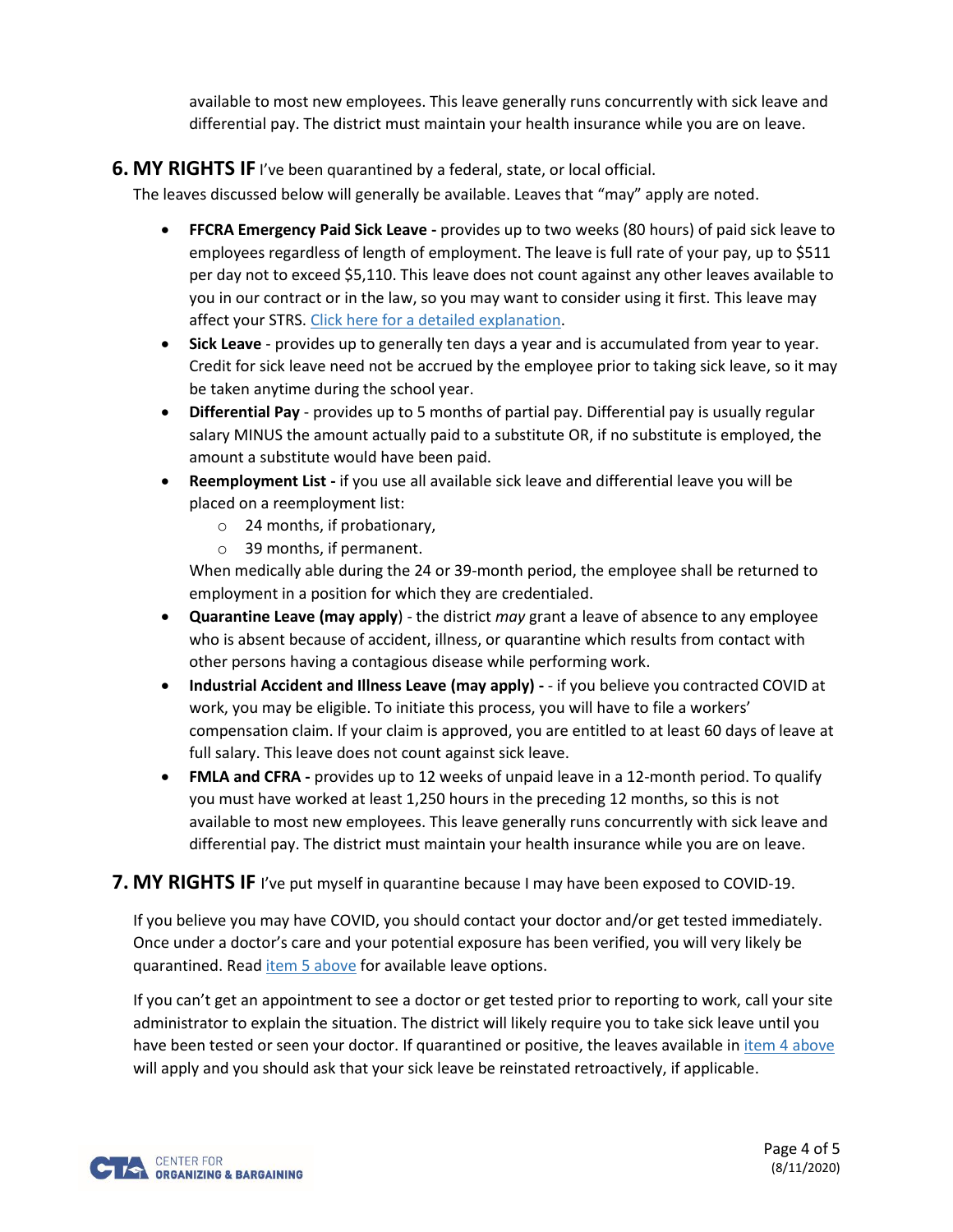available to most new employees. This leave generally runs concurrently with sick leave and differential pay. The district must maintain your health insurance while you are on leave.

## 6. MY RIGHTS IF I've been quarantined by a federal, state, or local official.

The leaves discussed below will generally be available. Leaves that "may" apply are noted.

- **FFCRA Emergency Paid Sick Leave -** provides up to two weeks (80 hours) of paid sick leave to employees regardless of length of employment. The leave is full rate of your pay, up to $511 per day not to exceed $5,110. This leave does not count against any other leaves available to you in our contract or in the law, so you may want to consider using it first. This leave may affect your STRS. [Click here for a detailed explanation](#).
- **Sick Leave** - provides up to generally ten days a year and is accumulated from year to year. Credit for sick leave need not be accrued by the employee prior to taking sick leave, so it may be taken anytime during the school year.
- **Differential Pay** - provides up to 5 months of partial pay. Differential pay is usually regular salary MINUS the amount actually paid to a substitute OR, if no substitute is employed, the amount a substitute would have been paid.
- **Reemployment List -** if you use all available sick leave and differential leave you will be placed on a reemployment list:
  - 24 months, if probationary,
  - 39 months, if permanent.

  When medically able during the 24 or 39-month period, the employee shall be returned to employment in a position for which they are credentialed.
- **Quarantine Leave (may apply)** - the district *may* grant a leave of absence to any employee who is absent because of accident, illness, or quarantine which results from contact with other persons having a contagious disease while performing work.
- **Industrial Accident and Illness Leave (may apply) -** - if you believe you contracted COVID at work, you may be eligible. To initiate this process, you will have to file a workers' compensation claim. If your claim is approved, you are entitled to at least 60 days of leave at full salary. This leave does not count against sick leave.
- **FMLA and CFRA -** provides up to 12 weeks of unpaid leave in a 12-month period. To qualify you must have worked at least 1,250 hours in the preceding 12 months, so this is not available to most new employees. This leave generally runs concurrently with sick leave and differential pay. The district must maintain your health insurance while you are on leave.

## 7. MY RIGHTS IF I've put myself in quarantine because I may have been exposed to COVID-19.

If you believe you may have COVID, you should contact your doctor and/or get tested immediately. Once under a doctor's care and your potential exposure has been verified, you will very likely be quarantined. Read [item 5 above](#) for available leave options.

If you can't get an appointment to see a doctor or get tested prior to reporting to work, call your site administrator to explain the situation. The district will likely require you to take sick leave until you have been tested or seen your doctor. If quarantined or positive, the leaves available in [item 4 above](#) will apply and you should ask that your sick leave be reinstated retroactively, if applicable.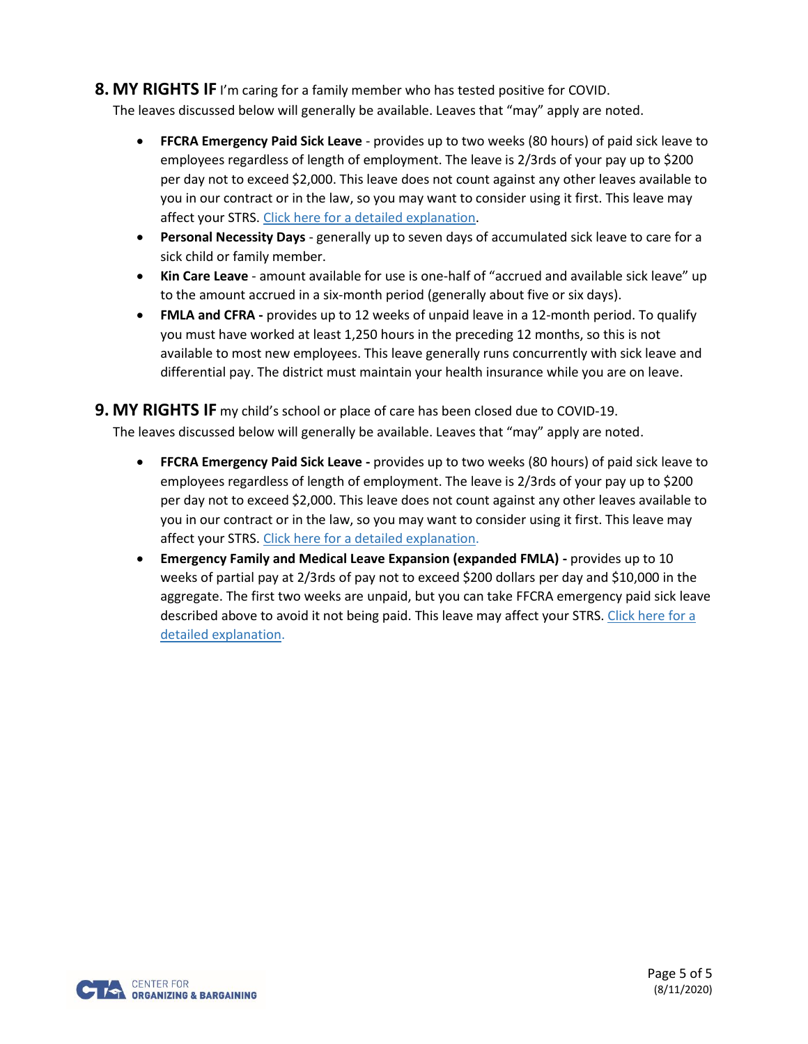**8. MY RIGHTS IF** I'm caring for a family member who has tested positive for COVID.

The leaves discussed below will generally be available. Leaves that "may" apply are noted.

- **FFCRA Emergency Paid Sick Leave** - provides up to two weeks (80 hours) of paid sick leave to employees regardless of length of employment. The leave is 2/3rds of your pay up to $200 per day not to exceed $2,000. This leave does not count against any other leaves available to you in our contract or in the law, so you may want to consider using it first. This leave may affect your STRS. Click here for a detailed explanation.
- **Personal Necessity Days** - generally up to seven days of accumulated sick leave to care for a sick child or family member.
- **Kin Care Leave** - amount available for use is one-half of "accrued and available sick leave" up to the amount accrued in a six-month period (generally about five or six days).
- **FMLA and CFRA -** provides up to 12 weeks of unpaid leave in a 12-month period. To qualify you must have worked at least 1,250 hours in the preceding 12 months, so this is not available to most new employees. This leave generally runs concurrently with sick leave and differential pay. The district must maintain your health insurance while you are on leave.

**9. MY RIGHTS IF** my child's school or place of care has been closed due to COVID-19.

The leaves discussed below will generally be available. Leaves that "may" apply are noted.

- **FFCRA Emergency Paid Sick Leave -** provides up to two weeks (80 hours) of paid sick leave to employees regardless of length of employment. The leave is 2/3rds of your pay up to $200 per day not to exceed $2,000. This leave does not count against any other leaves available to you in our contract or in the law, so you may want to consider using it first. This leave may affect your STRS. Click here for a detailed explanation.
- **Emergency Family and Medical Leave Expansion (expanded FMLA) -** provides up to 10 weeks of partial pay at 2/3rds of pay not to exceed $200 dollars per day and $10,000 in the aggregate. The first two weeks are unpaid, but you can take FFCRA emergency paid sick leave described above to avoid it not being paid. This leave may affect your STRS. Click here for a detailed explanation.